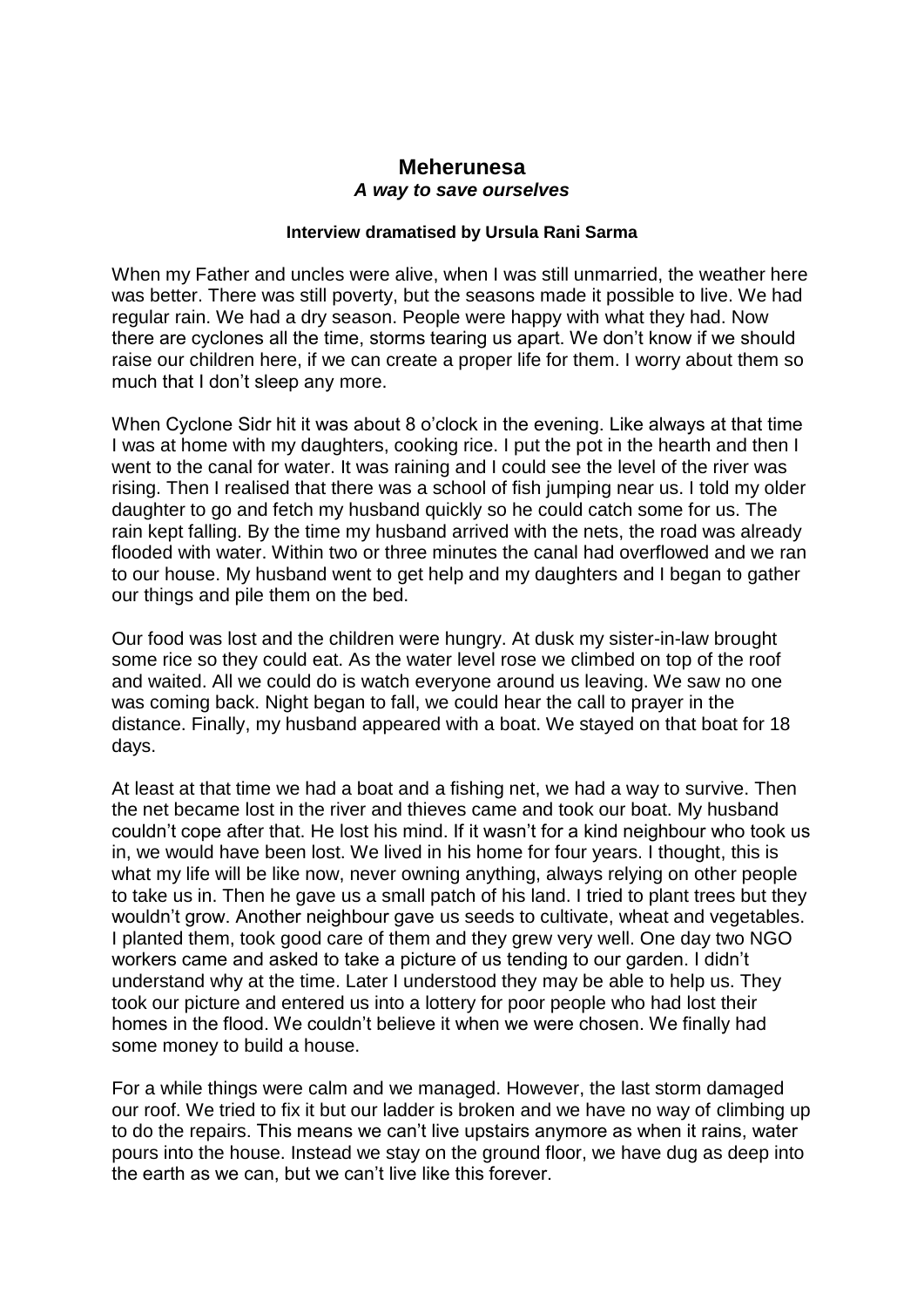# Meherunesa

## *A way to save ourselves*

**Interview dramatised by Ursula Rani Sarma**

When my Father and uncles were alive, when I was still unmarried, the weather here was better. There was still poverty, but the seasons made it possible to live. We had regular rain. We had a dry season. People were happy with what they had. Now there are cyclones all the time, storms tearing us apart. We don't know if we should raise our children here, if we can create a proper life for them. I worry about them so much that I don't sleep any more.

When Cyclone Sidr hit it was about 8 o'clock in the evening. Like always at that time I was at home with my daughters, cooking rice. I put the pot in the hearth and then I went to the canal for water. It was raining and I could see the level of the river was rising. Then I realised that there was a school of fish jumping near us. I told my older daughter to go and fetch my husband quickly so he could catch some for us. The rain kept falling. By the time my husband arrived with the nets, the road was already flooded with water. Within two or three minutes the canal had overflowed and we ran to our house. My husband went to get help and my daughters and I began to gather our things and pile them on the bed.

Our food was lost and the children were hungry. At dusk my sister-in-law brought some rice so they could eat. As the water level rose we climbed on top of the roof and waited. All we could do is watch everyone around us leaving. We saw no one was coming back. Night began to fall, we could hear the call to prayer in the distance. Finally, my husband appeared with a boat. We stayed on that boat for 18 days.

At least at that time we had a boat and a fishing net, we had a way to survive. Then the net became lost in the river and thieves came and took our boat. My husband couldn't cope after that. He lost his mind. If it wasn't for a kind neighbour who took us in, we would have been lost. We lived in his home for four years. I thought, this is what my life will be like now, never owning anything, always relying on other people to take us in. Then he gave us a small patch of his land. I tried to plant trees but they wouldn't grow. Another neighbour gave us seeds to cultivate, wheat and vegetables. I planted them, took good care of them and they grew very well. One day two NGO workers came and asked to take a picture of us tending to our garden. I didn't understand why at the time. Later I understood they may be able to help us. They took our picture and entered us into a lottery for poor people who had lost their homes in the flood. We couldn't believe it when we were chosen. We finally had some money to build a house.

For a while things were calm and we managed. However, the last storm damaged our roof. We tried to fix it but our ladder is broken and we have no way of climbing up to do the repairs. This means we can't live upstairs anymore as when it rains, water pours into the house. Instead we stay on the ground floor, we have dug as deep into the earth as we can, but we can't live like this forever.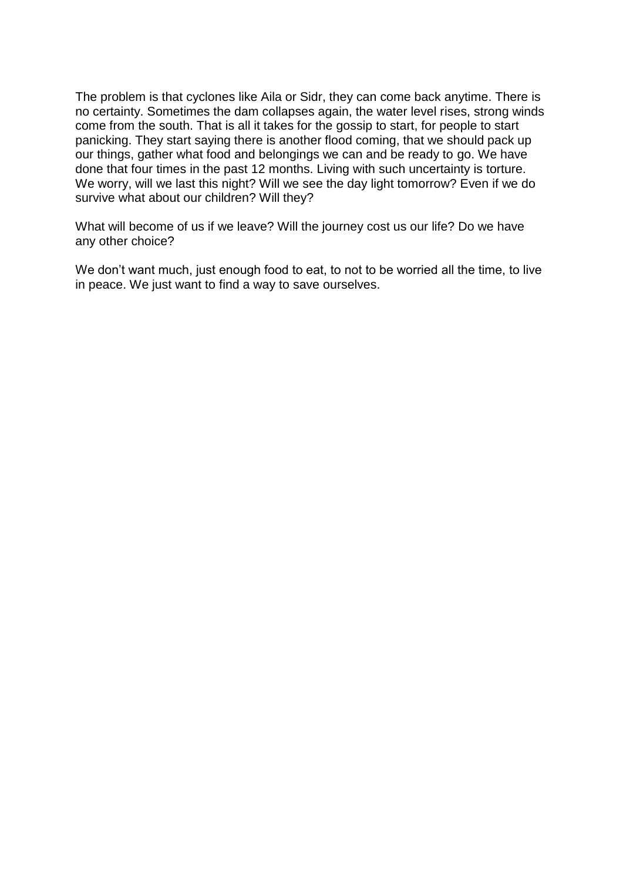The problem is that cyclones like Aila or Sidr, they can come back anytime. There is no certainty. Sometimes the dam collapses again, the water level rises, strong winds come from the south. That is all it takes for the gossip to start, for people to start panicking. They start saying there is another flood coming, that we should pack up our things, gather what food and belongings we can and be ready to go. We have done that four times in the past 12 months. Living with such uncertainty is torture. We worry, will we last this night? Will we see the day light tomorrow? Even if we do survive what about our children? Will they?

What will become of us if we leave? Will the journey cost us our life? Do we have any other choice?

We don't want much, just enough food to eat, to not to be worried all the time, to live in peace. We just want to find a way to save ourselves.